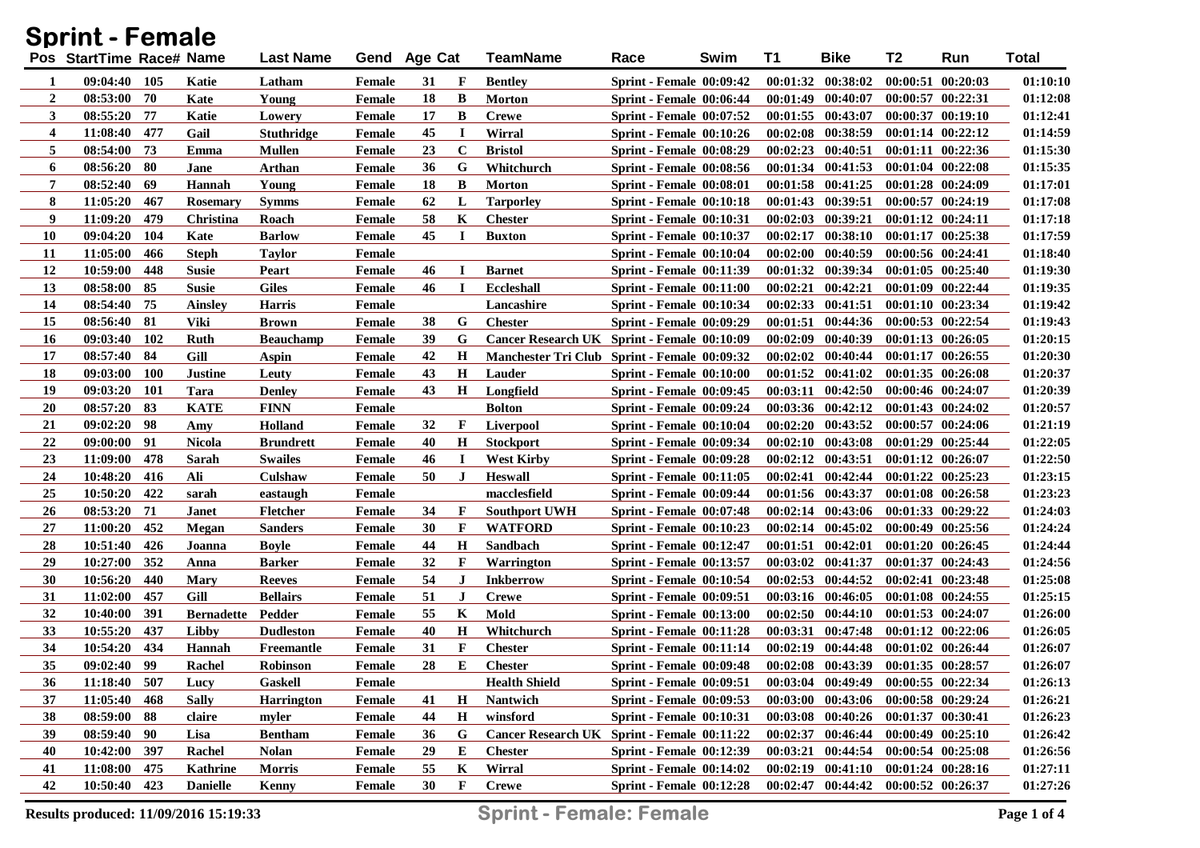# Sprint - Female

| Pos | StartTime | Race# | Name | Last Name | Gend | Age | Cat | TeamName | Race | Swim | T1 | Bike | T2 | Run | Total |
|---|---|---|---|---|---|---|---|---|---|---|---|---|---|---|---|
| 1 | 09:04:40 | 105 | Katie | Latham | Female | 31 | F | Bentley | Sprint - Female | 00:09:42 | 00:01:32 | 00:38:02 | 00:00:51 | 00:20:03 | 01:10:10 |
| 2 | 08:53:00 | 70 | Kate | Young | Female | 18 | B | Morton | Sprint - Female | 00:06:44 | 00:01:49 | 00:40:07 | 00:00:57 | 00:22:31 | 01:12:08 |
| 3 | 08:55:20 | 77 | Katie | Lowery | Female | 17 | B | Crewe | Sprint - Female | 00:07:52 | 00:01:55 | 00:43:07 | 00:00:37 | 00:19:10 | 01:12:41 |
| 4 | 11:08:40 | 477 | Gail | Stuthridge | Female | 45 | I | Wirral | Sprint - Female | 00:10:26 | 00:02:08 | 00:38:59 | 00:01:14 | 00:22:12 | 01:14:59 |
| 5 | 08:54:00 | 73 | Emma | Mullen | Female | 23 | C | Bristol | Sprint - Female | 00:08:29 | 00:02:23 | 00:40:51 | 00:01:11 | 00:22:36 | 01:15:30 |
| 6 | 08:56:20 | 80 | Jane | Arthan | Female | 36 | G | Whitchurch | Sprint - Female | 00:08:56 | 00:01:34 | 00:41:53 | 00:01:04 | 00:22:08 | 01:15:35 |
| 7 | 08:52:40 | 69 | Hannah | Young | Female | 18 | B | Morton | Sprint - Female | 00:08:01 | 00:01:58 | 00:41:25 | 00:01:28 | 00:24:09 | 01:17:01 |
| 8 | 11:05:20 | 467 | Rosemary | Symms | Female | 62 | L | Tarporley | Sprint - Female | 00:10:18 | 00:01:43 | 00:39:51 | 00:00:57 | 00:24:19 | 01:17:08 |
| 9 | 11:09:20 | 479 | Christina | Roach | Female | 58 | K | Chester | Sprint - Female | 00:10:31 | 00:02:03 | 00:39:21 | 00:01:12 | 00:24:11 | 01:17:18 |
| 10 | 09:04:20 | 104 | Kate | Barlow | Female | 45 | I | Buxton | Sprint - Female | 00:10:37 | 00:02:17 | 00:38:10 | 00:01:17 | 00:25:38 | 01:17:59 |
| 11 | 11:05:00 | 466 | Steph | Taylor | Female | | | | Sprint - Female | 00:10:04 | 00:02:00 | 00:40:59 | 00:00:56 | 00:24:41 | 01:18:40 |
| 12 | 10:59:00 | 448 | Susie | Peart | Female | 46 | I | Barnet | Sprint - Female | 00:11:39 | 00:01:32 | 00:39:34 | 00:01:05 | 00:25:40 | 01:19:30 |
| 13 | 08:58:00 | 85 | Susie | Giles | Female | 46 | I | Eccleshall | Sprint - Female | 00:11:00 | 00:02:21 | 00:42:21 | 00:01:09 | 00:22:44 | 01:19:35 |
| 14 | 08:54:40 | 75 | Ainsley | Harris | Female | | | Lancashire | Sprint - Female | 00:10:34 | 00:02:33 | 00:41:51 | 00:01:10 | 00:23:34 | 01:19:42 |
| 15 | 08:56:40 | 81 | Viki | Brown | Female | 38 | G | Chester | Sprint - Female | 00:09:29 | 00:01:51 | 00:44:36 | 00:00:53 | 00:22:54 | 01:19:43 |
| 16 | 09:03:40 | 102 | Ruth | Beauchamp | Female | 39 | G | Cancer Research UK | Sprint - Female | 00:10:09 | 00:02:09 | 00:40:39 | 00:01:13 | 00:26:05 | 01:20:15 |
| 17 | 08:57:40 | 84 | Gill | Aspin | Female | 42 | H | Manchester Tri Club | Sprint - Female | 00:09:32 | 00:02:02 | 00:40:44 | 00:01:17 | 00:26:55 | 01:20:30 |
| 18 | 09:03:00 | 100 | Justine | Leuty | Female | 43 | H | Lauder | Sprint - Female | 00:10:00 | 00:01:52 | 00:41:02 | 00:01:35 | 00:26:08 | 01:20:37 |
| 19 | 09:03:20 | 101 | Tara | Denley | Female | 43 | H | Longfield | Sprint - Female | 00:09:45 | 00:03:11 | 00:42:50 | 00:00:46 | 00:24:07 | 01:20:39 |
| 20 | 08:57:20 | 83 | KATE | FINN | Female | | | Bolton | Sprint - Female | 00:09:24 | 00:03:36 | 00:42:12 | 00:01:43 | 00:24:02 | 01:20:57 |
| 21 | 09:02:20 | 98 | Amy | Holland | Female | 32 | F | Liverpool | Sprint - Female | 00:10:04 | 00:02:20 | 00:43:52 | 00:00:57 | 00:24:06 | 01:21:19 |
| 22 | 09:00:00 | 91 | Nicola | Brundrett | Female | 40 | H | Stockport | Sprint - Female | 00:09:34 | 00:02:10 | 00:43:08 | 00:01:29 | 00:25:44 | 01:22:05 |
| 23 | 11:09:00 | 478 | Sarah | Swailes | Female | 46 | I | West Kirby | Sprint - Female | 00:09:28 | 00:02:12 | 00:43:51 | 00:01:12 | 00:26:07 | 01:22:50 |
| 24 | 10:48:20 | 416 | Ali | Culshaw | Female | 50 | J | Heswall | Sprint - Female | 00:11:05 | 00:02:41 | 00:42:44 | 00:01:22 | 00:25:23 | 01:23:15 |
| 25 | 10:50:20 | 422 | sarah | eastaugh | Female | | | macclesfield | Sprint - Female | 00:09:44 | 00:01:56 | 00:43:37 | 00:01:08 | 00:26:58 | 01:23:23 |
| 26 | 08:53:20 | 71 | Janet | Fletcher | Female | 34 | F | Southport UWH | Sprint - Female | 00:07:48 | 00:02:14 | 00:43:06 | 00:01:33 | 00:29:22 | 01:24:03 |
| 27 | 11:00:20 | 452 | Megan | Sanders | Female | 30 | F | WATFORD | Sprint - Female | 00:10:23 | 00:02:14 | 00:45:02 | 00:00:49 | 00:25:56 | 01:24:24 |
| 28 | 10:51:40 | 426 | Joanna | Boyle | Female | 44 | H | Sandbach | Sprint - Female | 00:12:47 | 00:01:51 | 00:42:01 | 00:01:20 | 00:26:45 | 01:24:44 |
| 29 | 10:27:00 | 352 | Anna | Barker | Female | 32 | F | Warrington | Sprint - Female | 00:13:57 | 00:03:02 | 00:41:37 | 00:01:37 | 00:24:43 | 01:24:56 |
| 30 | 10:56:20 | 440 | Mary | Reeves | Female | 54 | J | Inkberrow | Sprint - Female | 00:10:54 | 00:02:53 | 00:44:52 | 00:02:41 | 00:23:48 | 01:25:08 |
| 31 | 11:02:00 | 457 | Gill | Bellairs | Female | 51 | J | Crewe | Sprint - Female | 00:09:51 | 00:03:16 | 00:46:05 | 00:01:08 | 00:24:55 | 01:25:15 |
| 32 | 10:40:00 | 391 | Bernadette | Pedder | Female | 55 | K | Mold | Sprint - Female | 00:13:00 | 00:02:50 | 00:44:10 | 00:01:53 | 00:24:07 | 01:26:00 |
| 33 | 10:55:20 | 437 | Libby | Dudleston | Female | 40 | H | Whitchurch | Sprint - Female | 00:11:28 | 00:03:31 | 00:47:48 | 00:01:12 | 00:22:06 | 01:26:05 |
| 34 | 10:54:20 | 434 | Hannah | Freemantle | Female | 31 | F | Chester | Sprint - Female | 00:11:14 | 00:02:19 | 00:44:48 | 00:01:02 | 00:26:44 | 01:26:07 |
| 35 | 09:02:40 | 99 | Rachel | Robinson | Female | 28 | E | Chester | Sprint - Female | 00:09:48 | 00:02:08 | 00:43:39 | 00:01:35 | 00:28:57 | 01:26:07 |
| 36 | 11:18:40 | 507 | Lucy | Gaskell | Female | | | Health Shield | Sprint - Female | 00:09:51 | 00:03:04 | 00:49:49 | 00:00:55 | 00:22:34 | 01:26:13 |
| 37 | 11:05:40 | 468 | Sally | Harrington | Female | 41 | H | Nantwich | Sprint - Female | 00:09:53 | 00:03:00 | 00:43:06 | 00:00:58 | 00:29:24 | 01:26:21 |
| 38 | 08:59:00 | 88 | claire | myler | Female | 44 | H | winsford | Sprint - Female | 00:10:31 | 00:03:08 | 00:40:26 | 00:01:37 | 00:30:41 | 01:26:23 |
| 39 | 08:59:40 | 90 | Lisa | Bentham | Female | 36 | G | Cancer Research UK | Sprint - Female | 00:11:22 | 00:02:37 | 00:46:44 | 00:00:49 | 00:25:10 | 01:26:42 |
| 40 | 10:42:00 | 397 | Rachel | Nolan | Female | 29 | E | Chester | Sprint - Female | 00:12:39 | 00:03:21 | 00:44:54 | 00:00:54 | 00:25:08 | 01:26:56 |
| 41 | 11:08:00 | 475 | Kathrine | Morris | Female | 55 | K | Wirral | Sprint - Female | 00:14:02 | 00:02:19 | 00:41:10 | 00:01:24 | 00:28:16 | 01:27:11 |
| 42 | 10:50:40 | 423 | Danielle | Kenny | Female | 30 | F | Crewe | Sprint - Female | 00:12:28 | 00:02:47 | 00:44:42 | 00:00:52 | 00:26:37 | 01:27:26 |

Results produced: 11/09/2016 15:19:33

Sprint - Female: Female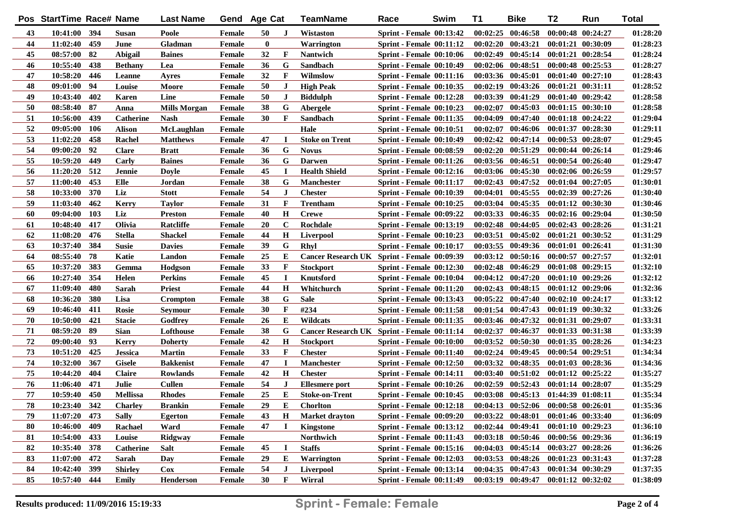| Pos | StartTime | Race# | Name | Last Name | Gend | Age | Cat | TeamName | Race | Swim | T1 | Bike | T2 | Run | Total |
|---|---|---|---|---|---|---|---|---|---|---|---|---|---|---|---|
| 43 | 10:41:00 | 394 | Susan | Poole | Female | 50 | J | Wistaston | Sprint - Female | 00:13:42 | 00:02:25 | 00:46:58 | 00:00:48 | 00:24:27 | 01:28:20 |
| 44 | 11:02:40 | 459 | June | Gladman | Female | 0 | | Warrington | Sprint - Female | 00:11:12 | 00:02:20 | 00:43:21 | 00:01:21 | 00:30:09 | 01:28:23 |
| 45 | 08:57:00 | 82 | Abigail | Baines | Female | 32 | F | Nantwich | Sprint - Female | 00:10:06 | 00:02:49 | 00:45:14 | 00:01:21 | 00:28:54 | 01:28:24 |
| 46 | 10:55:40 | 438 | Bethany | Lea | Female | 36 | G | Sandbach | Sprint - Female | 00:10:49 | 00:02:06 | 00:48:51 | 00:00:48 | 00:25:53 | 01:28:27 |
| 47 | 10:58:20 | 446 | Leanne | Ayres | Female | 32 | F | Wilmslow | Sprint - Female | 00:11:16 | 00:03:36 | 00:45:01 | 00:01:40 | 00:27:10 | 01:28:43 |
| 48 | 09:01:00 | 94 | Louise | Moore | Female | 50 | J | High Peak | Sprint - Female | 00:10:35 | 00:02:19 | 00:43:26 | 00:01:21 | 00:31:11 | 01:28:52 |
| 49 | 10:43:40 | 402 | Karen | Line | Female | 50 | J | Biddulph | Sprint - Female | 00:12:28 | 00:03:39 | 00:41:29 | 00:01:40 | 00:29:42 | 01:28:58 |
| 50 | 08:58:40 | 87 | Anna | Mills Morgan | Female | 38 | G | Abergele | Sprint - Female | 00:10:23 | 00:02:07 | 00:45:03 | 00:01:15 | 00:30:10 | 01:28:58 |
| 51 | 10:56:00 | 439 | Catherine | Nash | Female | 30 | F | Sandbach | Sprint - Female | 00:11:35 | 00:04:09 | 00:47:40 | 00:01:18 | 00:24:22 | 01:29:04 |
| 52 | 09:05:00 | 106 | Alison | McLaughlan | Female | | | Hale | Sprint - Female | 00:10:51 | 00:02:07 | 00:46:06 | 00:01:37 | 00:28:30 | 01:29:11 |
| 53 | 11:02:20 | 458 | Rachel | Matthews | Female | 47 | I | Stoke on Trent | Sprint - Female | 00:10:49 | 00:02:42 | 00:47:14 | 00:00:53 | 00:28:07 | 01:29:45 |
| 54 | 09:00:20 | 92 | Clare | Bratt | Female | 36 | G | Novus | Sprint - Female | 00:08:59 | 00:02:20 | 00:51:29 | 00:00:44 | 00:26:14 | 01:29:46 |
| 55 | 10:59:20 | 449 | Carly | Baines | Female | 36 | G | Darwen | Sprint - Female | 00:11:26 | 00:03:56 | 00:46:51 | 00:00:54 | 00:26:40 | 01:29:47 |
| 56 | 11:20:20 | 512 | Jennie | Doyle | Female | 45 | I | Health Shield | Sprint - Female | 00:12:16 | 00:03:06 | 00:45:30 | 00:02:06 | 00:26:59 | 01:29:57 |
| 57 | 11:00:40 | 453 | Elle | Jordan | Female | 38 | G | Manchester | Sprint - Female | 00:11:17 | 00:02:43 | 00:47:52 | 00:01:04 | 00:27:05 | 01:30:01 |
| 58 | 10:33:00 | 370 | Liz | Stott | Female | 54 | J | Chester | Sprint - Female | 00:10:39 | 00:04:01 | 00:45:55 | 00:02:39 | 00:27:26 | 01:30:40 |
| 59 | 11:03:40 | 462 | Kerry | Taylor | Female | 31 | F | Trentham | Sprint - Female | 00:10:25 | 00:03:04 | 00:45:35 | 00:01:12 | 00:30:30 | 01:30:46 |
| 60 | 09:04:00 | 103 | Liz | Preston | Female | 40 | H | Crewe | Sprint - Female | 00:09:22 | 00:03:33 | 00:46:35 | 00:02:16 | 00:29:04 | 01:30:50 |
| 61 | 10:48:40 | 417 | Olivia | Ratcliffe | Female | 20 | C | Rochdale | Sprint - Female | 00:13:19 | 00:02:48 | 00:44:05 | 00:02:43 | 00:28:26 | 01:31:21 |
| 62 | 11:08:20 | 476 | Stella | Shackel | Female | 44 | H | Liverpool | Sprint - Female | 00:10:23 | 00:03:51 | 00:45:02 | 00:01:21 | 00:30:52 | 01:31:29 |
| 63 | 10:37:40 | 384 | Susie | Davies | Female | 39 | G | Rhyl | Sprint - Female | 00:10:17 | 00:03:55 | 00:49:36 | 00:01:01 | 00:26:41 | 01:31:30 |
| 64 | 08:55:40 | 78 | Katie | Landon | Female | 25 | E | Cancer Research UK | Sprint - Female | 00:09:39 | 00:03:12 | 00:50:16 | 00:00:57 | 00:27:57 | 01:32:01 |
| 65 | 10:37:20 | 383 | Gemma | Hodgson | Female | 33 | F | Stockport | Sprint - Female | 00:12:30 | 00:02:48 | 00:46:29 | 00:01:08 | 00:29:15 | 01:32:10 |
| 66 | 10:27:40 | 354 | Helen | Perkins | Female | 45 | I | Knutsford | Sprint - Female | 00:10:04 | 00:04:12 | 00:47:20 | 00:01:10 | 00:29:26 | 01:32:12 |
| 67 | 11:09:40 | 480 | Sarah | Priest | Female | 44 | H | Whitchurch | Sprint - Female | 00:11:20 | 00:02:43 | 00:48:15 | 00:01:12 | 00:29:06 | 01:32:36 |
| 68 | 10:36:20 | 380 | Lisa | Crompton | Female | 38 | G | Sale | Sprint - Female | 00:13:43 | 00:05:22 | 00:47:40 | 00:02:10 | 00:24:17 | 01:33:12 |
| 69 | 10:46:40 | 411 | Rosie | Seymour | Female | 30 | F | #234 | Sprint - Female | 00:11:58 | 00:01:54 | 00:47:43 | 00:01:19 | 00:30:32 | 01:33:26 |
| 70 | 10:50:00 | 421 | Stacie | Godfrey | Female | 26 | E | Wildcats | Sprint - Female | 00:11:35 | 00:03:46 | 00:47:32 | 00:01:31 | 00:29:07 | 01:33:31 |
| 71 | 08:59:20 | 89 | Sian | Lofthouse | Female | 38 | G | Cancer Research UK | Sprint - Female | 00:11:14 | 00:02:37 | 00:46:37 | 00:01:33 | 00:31:38 | 01:33:39 |
| 72 | 09:00:40 | 93 | Kerry | Doherty | Female | 42 | H | Stockport | Sprint - Female | 00:10:00 | 00:03:52 | 00:50:30 | 00:01:35 | 00:28:26 | 01:34:23 |
| 73 | 10:51:20 | 425 | Jessica | Martin | Female | 33 | F | Chester | Sprint - Female | 00:11:40 | 00:02:24 | 00:49:45 | 00:00:54 | 00:29:51 | 01:34:34 |
| 74 | 10:32:00 | 367 | Gisele | Bakkenist | Female | 47 | I | Manchester | Sprint - Female | 00:12:50 | 00:03:32 | 00:48:35 | 00:01:03 | 00:28:36 | 01:34:36 |
| 75 | 10:44:20 | 404 | Claire | Rowlands | Female | 42 | H | Chester | Sprint - Female | 00:14:11 | 00:03:40 | 00:51:02 | 00:01:12 | 00:25:22 | 01:35:27 |
| 76 | 11:06:40 | 471 | Julie | Cullen | Female | 54 | J | Ellesmere port | Sprint - Female | 00:10:26 | 00:02:59 | 00:52:43 | 00:01:14 | 00:28:07 | 01:35:29 |
| 77 | 10:59:40 | 450 | Mellissa | Rhodes | Female | 25 | E | Stoke-on-Trent | Sprint - Female | 00:10:45 | 00:03:08 | 00:45:13 | 01:44:39 | 01:08:11 | 01:35:34 |
| 78 | 10:23:40 | 342 | Charley | Brankin | Female | 29 | E | Chorlton | Sprint - Female | 00:12:18 | 00:04:13 | 00:52:06 | 00:00:58 | 00:26:01 | 01:35:36 |
| 79 | 11:07:20 | 473 | Sally | Egerton | Female | 43 | H | Market drayton | Sprint - Female | 00:09:20 | 00:03:22 | 00:48:01 | 00:01:46 | 00:33:40 | 01:36:09 |
| 80 | 10:46:00 | 409 | Rachael | Ward | Female | 47 | I | Kingstone | Sprint - Female | 00:13:12 | 00:02:44 | 00:49:41 | 00:01:10 | 00:29:23 | 01:36:10 |
| 81 | 10:54:00 | 433 | Louise | Ridgway | Female | | | Northwich | Sprint - Female | 00:11:43 | 00:03:18 | 00:50:46 | 00:00:56 | 00:29:36 | 01:36:19 |
| 82 | 10:35:40 | 378 | Catherine | Salt | Female | 45 | I | Staffs | Sprint - Female | 00:15:16 | 00:04:03 | 00:45:14 | 00:03:27 | 00:28:26 | 01:36:26 |
| 83 | 11:07:00 | 472 | Sarah | Day | Female | 29 | E | Warrington | Sprint - Female | 00:12:03 | 00:03:53 | 00:48:26 | 00:01:23 | 00:31:43 | 01:37:28 |
| 84 | 10:42:40 | 399 | Shirley | Cox | Female | 54 | J | Liverpool | Sprint - Female | 00:13:14 | 00:04:35 | 00:47:43 | 00:01:34 | 00:30:29 | 01:37:35 |
| 85 | 10:57:40 | 444 | Emily | Henderson | Female | 30 | F | Wirral | Sprint - Female | 00:11:49 | 00:03:19 | 00:49:47 | 00:01:12 | 00:32:02 | 01:38:09 |

Results produced: 11/09/2016 15:19:33

**Sprint - Female: Female**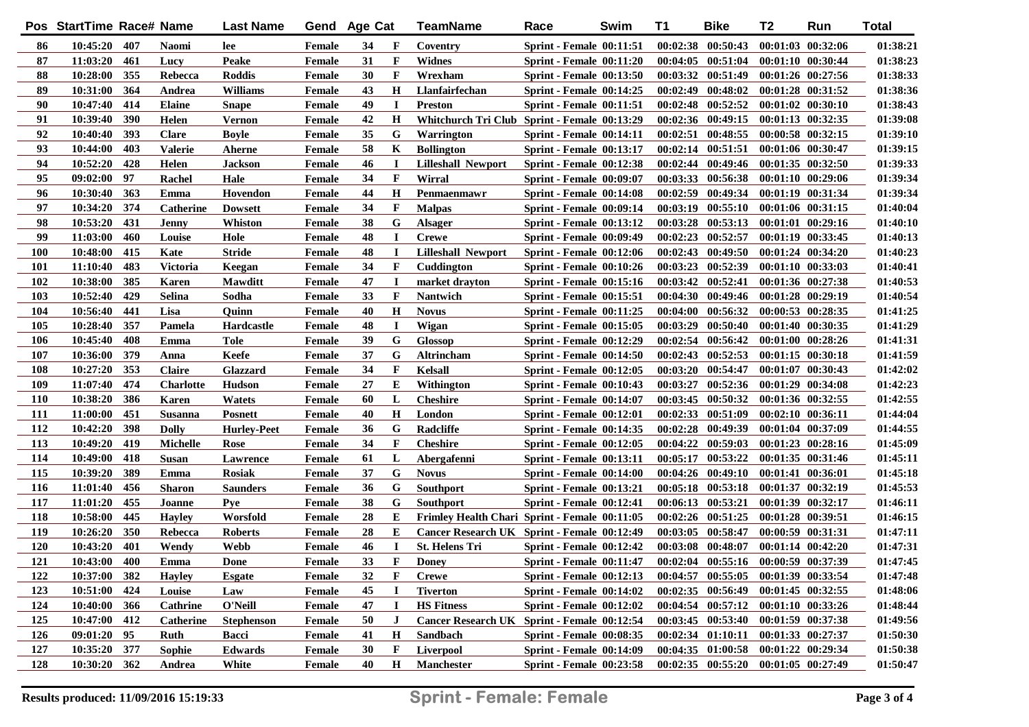| Pos | StartTime | Race# | Name | Last Name | Gend | Age | Cat | TeamName | Race | Swim | T1 | Bike | T2 | Run | Total |
|---|---|---|---|---|---|---|---|---|---|---|---|---|---|---|---|
| 86 | 10:45:20 | 407 | Naomi | lee | Female | 34 | F | Coventry | Sprint - Female | 00:11:51 | 00:02:38 | 00:50:43 | 00:01:03 | 00:32:06 | 01:38:21 |
| 87 | 11:03:20 | 461 | Lucy | Peake | Female | 31 | F | Widnes | Sprint - Female | 00:11:20 | 00:04:05 | 00:51:04 | 00:01:10 | 00:30:44 | 01:38:23 |
| 88 | 10:28:00 | 355 | Rebecca | Roddis | Female | 30 | F | Wrexham | Sprint - Female | 00:13:50 | 00:03:32 | 00:51:49 | 00:01:26 | 00:27:56 | 01:38:33 |
| 89 | 10:31:00 | 364 | Andrea | Williams | Female | 43 | H | Llanfairfechan | Sprint - Female | 00:14:25 | 00:02:49 | 00:48:02 | 00:01:28 | 00:31:52 | 01:38:36 |
| 90 | 10:47:40 | 414 | Elaine | Snape | Female | 49 | I | Preston | Sprint - Female | 00:11:51 | 00:02:48 | 00:52:52 | 00:01:02 | 00:30:10 | 01:38:43 |
| 91 | 10:39:40 | 390 | Helen | Vernon | Female | 42 | H | Whitchurch Tri Club | Sprint - Female | 00:13:29 | 00:02:36 | 00:49:15 | 00:01:13 | 00:32:35 | 01:39:08 |
| 92 | 10:40:40 | 393 | Clare | Boyle | Female | 35 | G | Warrington | Sprint - Female | 00:14:11 | 00:02:51 | 00:48:55 | 00:00:58 | 00:32:15 | 01:39:10 |
| 93 | 10:44:00 | 403 | Valerie | Aherne | Female | 58 | K | Bollington | Sprint - Female | 00:13:17 | 00:02:14 | 00:51:51 | 00:01:06 | 00:30:47 | 01:39:15 |
| 94 | 10:52:20 | 428 | Helen | Jackson | Female | 46 | I | Lilleshall Newport | Sprint - Female | 00:12:38 | 00:02:44 | 00:49:46 | 00:01:35 | 00:32:50 | 01:39:33 |
| 95 | 09:02:00 | 97 | Rachel | Hale | Female | 34 | F | Wirral | Sprint - Female | 00:09:07 | 00:03:33 | 00:56:38 | 00:01:10 | 00:29:06 | 01:39:34 |
| 96 | 10:30:40 | 363 | Emma | Hovendon | Female | 44 | H | Penmaenmawr | Sprint - Female | 00:14:08 | 00:02:59 | 00:49:34 | 00:01:19 | 00:31:34 | 01:39:34 |
| 97 | 10:34:20 | 374 | Catherine | Dowsett | Female | 34 | F | Malpas | Sprint - Female | 00:09:14 | 00:03:19 | 00:55:10 | 00:01:06 | 00:31:15 | 01:40:04 |
| 98 | 10:53:20 | 431 | Jenny | Whiston | Female | 38 | G | Alsager | Sprint - Female | 00:13:12 | 00:03:28 | 00:53:13 | 00:01:01 | 00:29:16 | 01:40:10 |
| 99 | 11:03:00 | 460 | Louise | Hole | Female | 48 | I | Crewe | Sprint - Female | 00:09:49 | 00:02:23 | 00:52:57 | 00:01:19 | 00:33:45 | 01:40:13 |
| 100 | 10:48:00 | 415 | Kate | Stride | Female | 48 | I | Lilleshall Newport | Sprint - Female | 00:12:06 | 00:02:43 | 00:49:50 | 00:01:24 | 00:34:20 | 01:40:23 |
| 101 | 11:10:40 | 483 | Victoria | Keegan | Female | 34 | F | Cuddington | Sprint - Female | 00:10:26 | 00:03:23 | 00:52:39 | 00:01:10 | 00:33:03 | 01:40:41 |
| 102 | 10:38:00 | 385 | Karen | Mawditt | Female | 47 | I | market drayton | Sprint - Female | 00:15:16 | 00:03:42 | 00:52:41 | 00:01:36 | 00:27:38 | 01:40:53 |
| 103 | 10:52:40 | 429 | Selina | Sodha | Female | 33 | F | Nantwich | Sprint - Female | 00:15:51 | 00:04:30 | 00:49:46 | 00:01:28 | 00:29:19 | 01:40:54 |
| 104 | 10:56:40 | 441 | Lisa | Quinn | Female | 40 | H | Novus | Sprint - Female | 00:11:25 | 00:04:00 | 00:56:32 | 00:00:53 | 00:28:35 | 01:41:25 |
| 105 | 10:28:40 | 357 | Pamela | Hardcastle | Female | 48 | I | Wigan | Sprint - Female | 00:15:05 | 00:03:29 | 00:50:40 | 00:01:40 | 00:30:35 | 01:41:29 |
| 106 | 10:45:40 | 408 | Emma | Tole | Female | 39 | G | Glossop | Sprint - Female | 00:12:29 | 00:02:54 | 00:56:42 | 00:01:00 | 00:28:26 | 01:41:31 |
| 107 | 10:36:00 | 379 | Anna | Keefe | Female | 37 | G | Altrincham | Sprint - Female | 00:14:50 | 00:02:43 | 00:52:53 | 00:01:15 | 00:30:18 | 01:41:59 |
| 108 | 10:27:20 | 353 | Claire | Glazzard | Female | 34 | F | Kelsall | Sprint - Female | 00:12:05 | 00:03:20 | 00:54:47 | 00:01:07 | 00:30:43 | 01:42:02 |
| 109 | 11:07:40 | 474 | Charlotte | Hudson | Female | 27 | E | Withington | Sprint - Female | 00:10:43 | 00:03:27 | 00:52:36 | 00:01:29 | 00:34:08 | 01:42:23 |
| 110 | 10:38:20 | 386 | Karen | Watets | Female | 60 | L | Cheshire | Sprint - Female | 00:14:07 | 00:03:45 | 00:50:32 | 00:01:36 | 00:32:55 | 01:42:55 |
| 111 | 11:00:00 | 451 | Susanna | Posnett | Female | 40 | H | London | Sprint - Female | 00:12:01 | 00:02:33 | 00:51:09 | 00:02:10 | 00:36:11 | 01:44:04 |
| 112 | 10:42:20 | 398 | Dolly | Hurley-Peet | Female | 36 | G | Radcliffe | Sprint - Female | 00:14:35 | 00:02:28 | 00:49:39 | 00:01:04 | 00:37:09 | 01:44:55 |
| 113 | 10:49:20 | 419 | Michelle | Rose | Female | 34 | F | Cheshire | Sprint - Female | 00:12:05 | 00:04:22 | 00:59:03 | 00:01:23 | 00:28:16 | 01:45:09 |
| 114 | 10:49:00 | 418 | Susan | Lawrence | Female | 61 | L | Abergafenni | Sprint - Female | 00:13:11 | 00:05:17 | 00:53:22 | 00:01:35 | 00:31:46 | 01:45:11 |
| 115 | 10:39:20 | 389 | Emma | Rosiak | Female | 37 | G | Novus | Sprint - Female | 00:14:00 | 00:04:26 | 00:49:10 | 00:01:41 | 00:36:01 | 01:45:18 |
| 116 | 11:01:40 | 456 | Sharon | Saunders | Female | 36 | G | Southport | Sprint - Female | 00:13:21 | 00:05:18 | 00:53:18 | 00:01:37 | 00:32:19 | 01:45:53 |
| 117 | 11:01:20 | 455 | Joanne | Pye | Female | 38 | G | Southport | Sprint - Female | 00:12:41 | 00:06:13 | 00:53:21 | 00:01:39 | 00:32:17 | 01:46:11 |
| 118 | 10:58:00 | 445 | Hayley | Worsfold | Female | 28 | E | Frimley Health Chari | Sprint - Female | 00:11:05 | 00:02:26 | 00:51:25 | 00:01:28 | 00:39:51 | 01:46:15 |
| 119 | 10:26:20 | 350 | Rebecca | Roberts | Female | 28 | E | Cancer Research UK | Sprint - Female | 00:12:49 | 00:03:05 | 00:58:47 | 00:00:59 | 00:31:31 | 01:47:11 |
| 120 | 10:43:20 | 401 | Wendy | Webb | Female | 46 | I | St. Helens Tri | Sprint - Female | 00:12:42 | 00:03:08 | 00:48:07 | 00:01:14 | 00:42:20 | 01:47:31 |
| 121 | 10:43:00 | 400 | Emma | Done | Female | 33 | F | Doney | Sprint - Female | 00:11:47 | 00:02:04 | 00:55:16 | 00:00:59 | 00:37:39 | 01:47:45 |
| 122 | 10:37:00 | 382 | Hayley | Esgate | Female | 32 | F | Crewe | Sprint - Female | 00:12:13 | 00:04:57 | 00:55:05 | 00:01:39 | 00:33:54 | 01:47:48 |
| 123 | 10:51:00 | 424 | Louise | Law | Female | 45 | I | Tiverton | Sprint - Female | 00:14:02 | 00:02:35 | 00:56:49 | 00:01:45 | 00:32:55 | 01:48:06 |
| 124 | 10:40:00 | 366 | Cathrine | O'Neill | Female | 47 | I | HS Fitness | Sprint - Female | 00:12:02 | 00:04:54 | 00:57:12 | 00:01:10 | 00:33:26 | 01:48:44 |
| 125 | 10:47:00 | 412 | Catherine | Stephenson | Female | 50 | J | Cancer Research UK | Sprint - Female | 00:12:54 | 00:03:45 | 00:53:40 | 00:01:59 | 00:37:38 | 01:49:56 |
| 126 | 09:01:20 | 95 | Ruth | Bacci | Female | 41 | H | Sandbach | Sprint - Female | 00:08:35 | 00:02:34 | 01:10:11 | 00:01:33 | 00:27:37 | 01:50:30 |
| 127 | 10:35:20 | 377 | Sophie | Edwards | Female | 30 | F | Liverpool | Sprint - Female | 00:14:09 | 00:04:35 | 01:00:58 | 00:01:22 | 00:29:34 | 01:50:38 |
| 128 | 10:30:20 | 362 | Andrea | White | Female | 40 | H | Manchester | Sprint - Female | 00:23:58 | 00:02:35 | 00:55:20 | 00:01:05 | 00:27:49 | 01:50:47 |

Results produced: 11/09/2016 15:19:33

**Sprint - Female: Female**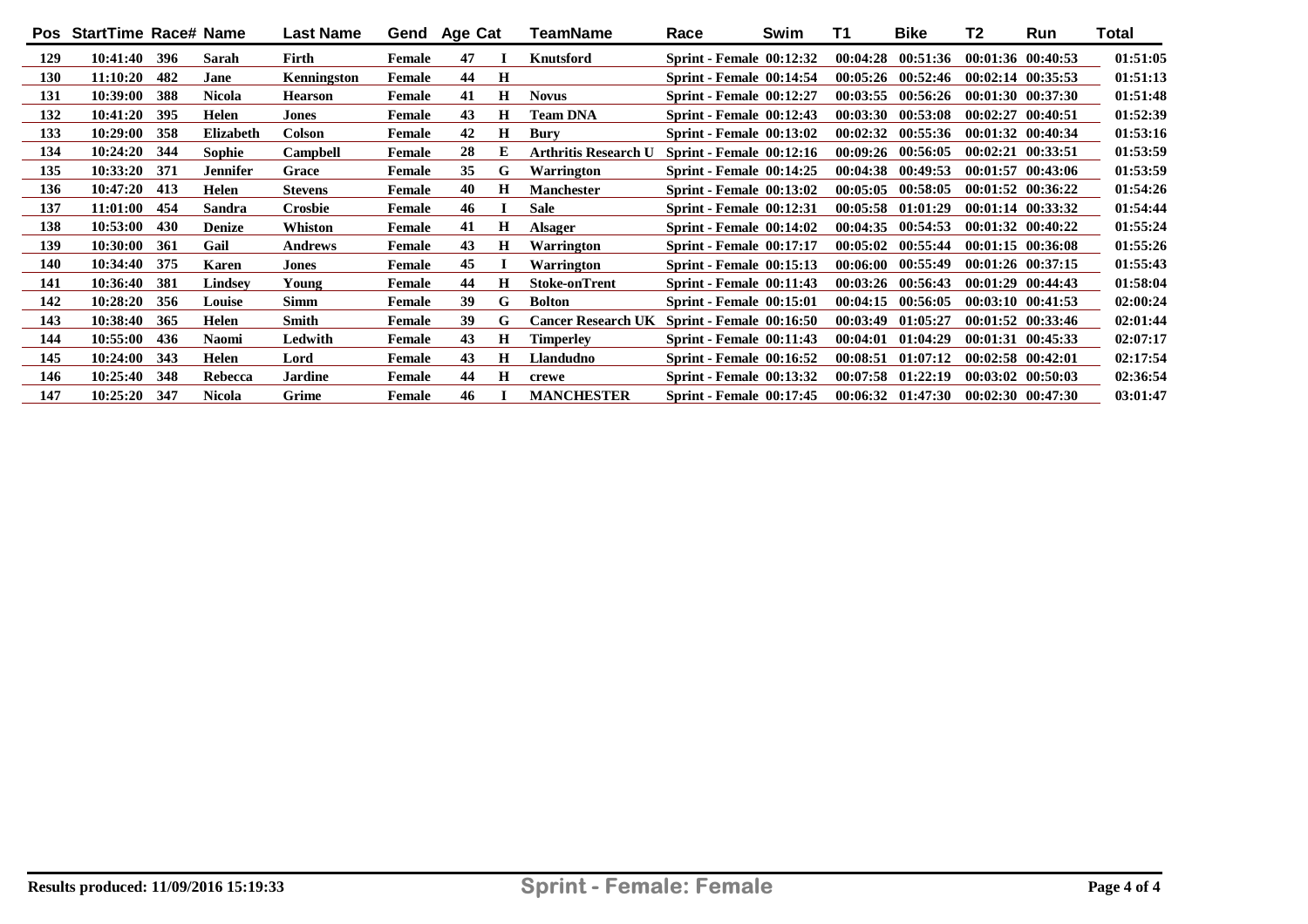| Pos | StartTime | Race# | Name | Last Name | Gend | Age | Cat | TeamName | Race | Swim | T1 | Bike | T2 | Run | Total |
|---|---|---|---|---|---|---|---|---|---|---|---|---|---|---|---|
| 129 | 10:41:40 | 396 | Sarah | Firth | Female | 47 | I | Knutsford | Sprint - Female | 00:12:32 | 00:04:28 | 00:51:36 | 00:01:36 | 00:40:53 | 01:51:05 |
| 130 | 11:10:20 | 482 | Jane | Kenningston | Female | 44 | H | | Sprint - Female | 00:14:54 | 00:05:26 | 00:52:46 | 00:02:14 | 00:35:53 | 01:51:13 |
| 131 | 10:39:00 | 388 | Nicola | Hearson | Female | 41 | H | Novus | Sprint - Female | 00:12:27 | 00:03:55 | 00:56:26 | 00:01:30 | 00:37:30 | 01:51:48 |
| 132 | 10:41:20 | 395 | Helen | Jones | Female | 43 | H | Team DNA | Sprint - Female | 00:12:43 | 00:03:30 | 00:53:08 | 00:02:27 | 00:40:51 | 01:52:39 |
| 133 | 10:29:00 | 358 | Elizabeth | Colson | Female | 42 | H | Bury | Sprint - Female | 00:13:02 | 00:02:32 | 00:55:36 | 00:01:32 | 00:40:34 | 01:53:16 |
| 134 | 10:24:20 | 344 | Sophie | Campbell | Female | 28 | E | Arthritis Research U | Sprint - Female | 00:12:16 | 00:09:26 | 00:56:05 | 00:02:21 | 00:33:51 | 01:53:59 |
| 135 | 10:33:20 | 371 | Jennifer | Grace | Female | 35 | G | Warrington | Sprint - Female | 00:14:25 | 00:04:38 | 00:49:53 | 00:01:57 | 00:43:06 | 01:53:59 |
| 136 | 10:47:20 | 413 | Helen | Stevens | Female | 40 | H | Manchester | Sprint - Female | 00:13:02 | 00:05:05 | 00:58:05 | 00:01:52 | 00:36:22 | 01:54:26 |
| 137 | 11:01:00 | 454 | Sandra | Crosbie | Female | 46 | I | Sale | Sprint - Female | 00:12:31 | 00:05:58 | 01:01:29 | 00:01:14 | 00:33:32 | 01:54:44 |
| 138 | 10:53:00 | 430 | Denize | Whiston | Female | 41 | H | Alsager | Sprint - Female | 00:14:02 | 00:04:35 | 00:54:53 | 00:01:32 | 00:40:22 | 01:55:24 |
| 139 | 10:30:00 | 361 | Gail | Andrews | Female | 43 | H | Warrington | Sprint - Female | 00:17:17 | 00:05:02 | 00:55:44 | 00:01:15 | 00:36:08 | 01:55:26 |
| 140 | 10:34:40 | 375 | Karen | Jones | Female | 45 | I | Warrington | Sprint - Female | 00:15:13 | 00:06:00 | 00:55:49 | 00:01:26 | 00:37:15 | 01:55:43 |
| 141 | 10:36:40 | 381 | Lindsey | Young | Female | 44 | H | Stoke-onTrent | Sprint - Female | 00:11:43 | 00:03:26 | 00:56:43 | 00:01:29 | 00:44:43 | 01:58:04 |
| 142 | 10:28:20 | 356 | Louise | Simm | Female | 39 | G | Bolton | Sprint - Female | 00:15:01 | 00:04:15 | 00:56:05 | 00:03:10 | 00:41:53 | 02:00:24 |
| 143 | 10:38:40 | 365 | Helen | Smith | Female | 39 | G | Cancer Research UK | Sprint - Female | 00:16:50 | 00:03:49 | 01:05:27 | 00:01:52 | 00:33:46 | 02:01:44 |
| 144 | 10:55:00 | 436 | Naomi | Ledwith | Female | 43 | H | Timperley | Sprint - Female | 00:11:43 | 00:04:01 | 01:04:29 | 00:01:31 | 00:45:33 | 02:07:17 |
| 145 | 10:24:00 | 343 | Helen | Lord | Female | 43 | H | Llandudno | Sprint - Female | 00:16:52 | 00:08:51 | 01:07:12 | 00:02:58 | 00:42:01 | 02:17:54 |
| 146 | 10:25:40 | 348 | Rebecca | Jardine | Female | 44 | H | crewe | Sprint - Female | 00:13:32 | 00:07:58 | 01:22:19 | 00:03:02 | 00:50:03 | 02:36:54 |
| 147 | 10:25:20 | 347 | Nicola | Grime | Female | 46 | I | MANCHESTER | Sprint - Female | 00:17:45 | 00:06:32 | 01:47:30 | 00:02:30 | 00:47:30 | 03:01:47 |

Results produced: 11/09/2016 15:19:33

Sprint - Female: Female